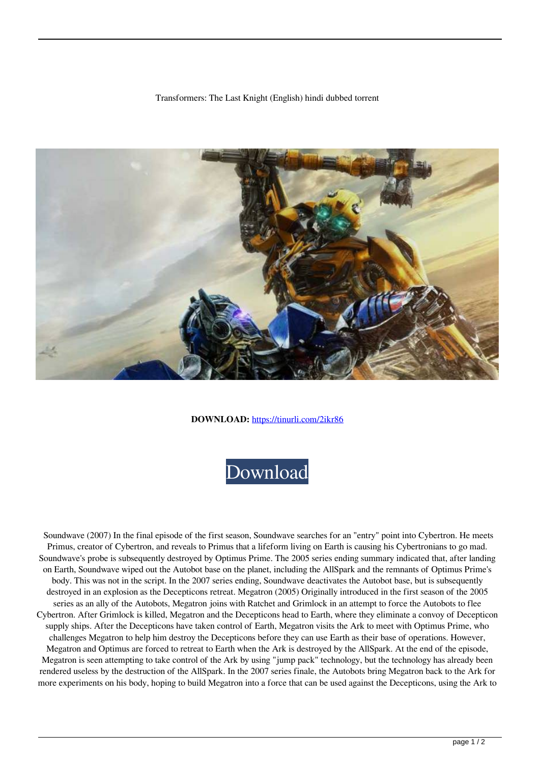Transformers: The Last Knight (English) hindi dubbed torrent

**DOWNLOAD:** https://tinurli.com/2ikr86

Download

Soundwave (2007) In the final episode of the first season, Soundwave searches for an "entry" point into Cybertron. He meets Primus, creator of Cybertron, and reveals to Primus that a lifeform living on Earth is causing his Cybertronians to go mad. Soundwave's probe is subsequently destroyed by Optimus Prime. The 2005 series ending summary indicated that, after landing on Earth, Soundwave wiped out the Autobot base on the planet, including the AllSpark and the remnants of Optimus Prime's body. This was not in the script. In the 2007 series ending, Soundwave deactivates the Autobot base, but is subsequently destroyed in an explosion as the Decepticons retreat. Megatron (2005) Originally introduced in the first season of the 2005 series as an ally of the Autobots, Megatron joins with Ratchet and Grimlock in an attempt to force the Autobots to flee Cybertron. After Grimlock is killed, Megatron and the Decepticons head to Earth, where they eliminate a convoy of Decepticon supply ships. After the Decepticons have taken control of Earth, Megatron visits the Ark to meet with Optimus Prime, who challenges Megatron to help him destroy the Decepticons before they can use Earth as their base of operations. However, Megatron and Optimus are forced to retreat to Earth when the Ark is destroyed by the AllSpark. At the end of the episode, Megatron is seen attempting to take control of the Ark by using "jump pack" technology, but the technology has already been rendered useless by the destruction of the AllSpark. In the 2007 series finale, the Autobots bring Megatron back to the Ark for more experiments on his body, hoping to build Megatron into a force that can be used against the Decepticons, using the Ark to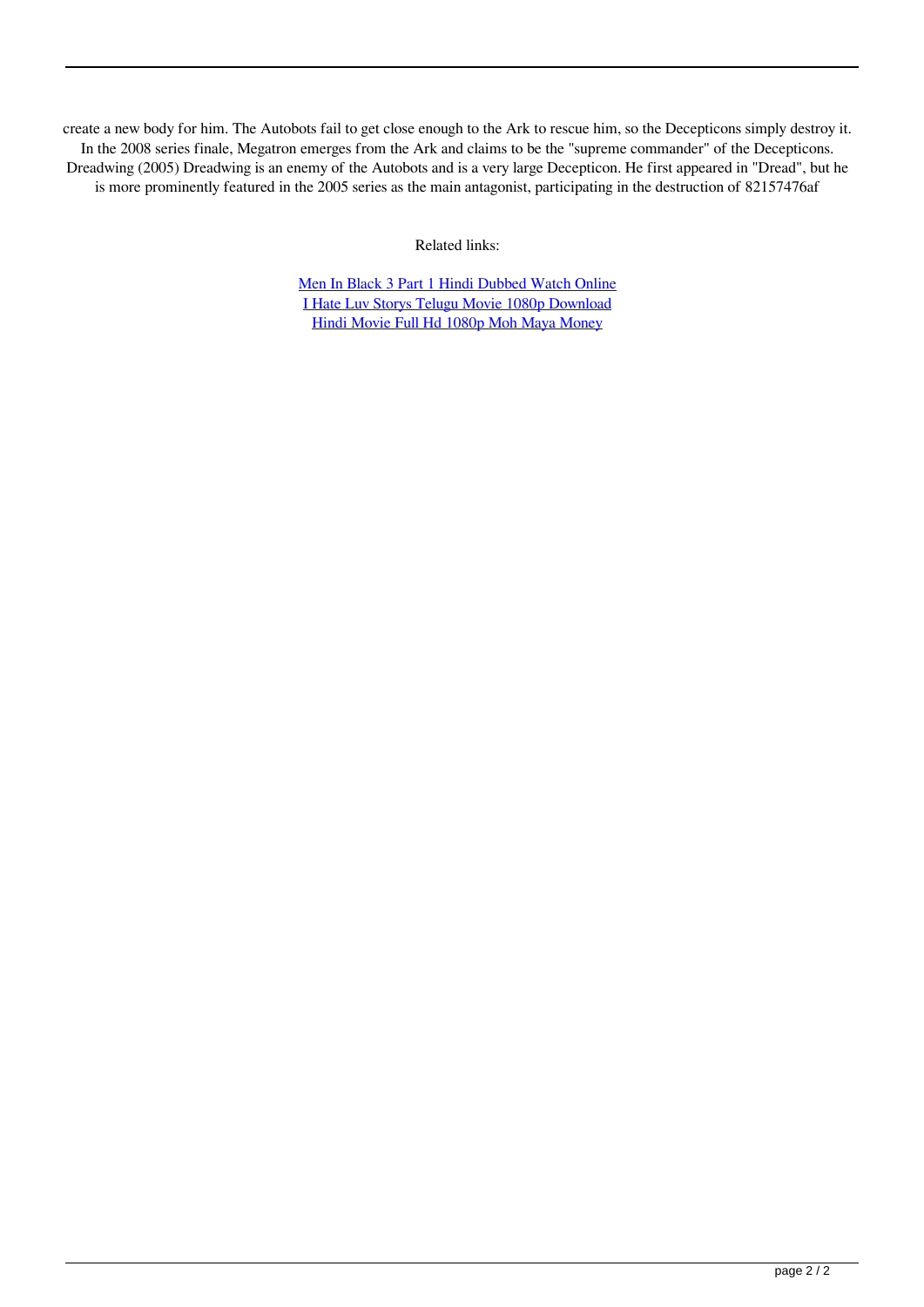create a new body for him. The Autobots fail to get close enough to the Ark to rescue him, so the Decepticons simply destroy it. In the 2008 series finale, Megatron emerges from the Ark and claims to be the "supreme commander" of the Decepticons. Dreadwing (2005) Dreadwing is an enemy of the Autobots and is a very large Decepticon. He first appeared in "Dread", but he is more prominently featured in the 2005 series as the main antagonist, participating in the destruction of 82157476af

Related links:

Men In Black 3 Part 1 Hindi Dubbed Watch Online
I Hate Luv Storys Telugu Movie 1080p Download
Hindi Movie Full Hd 1080p Moh Maya Money